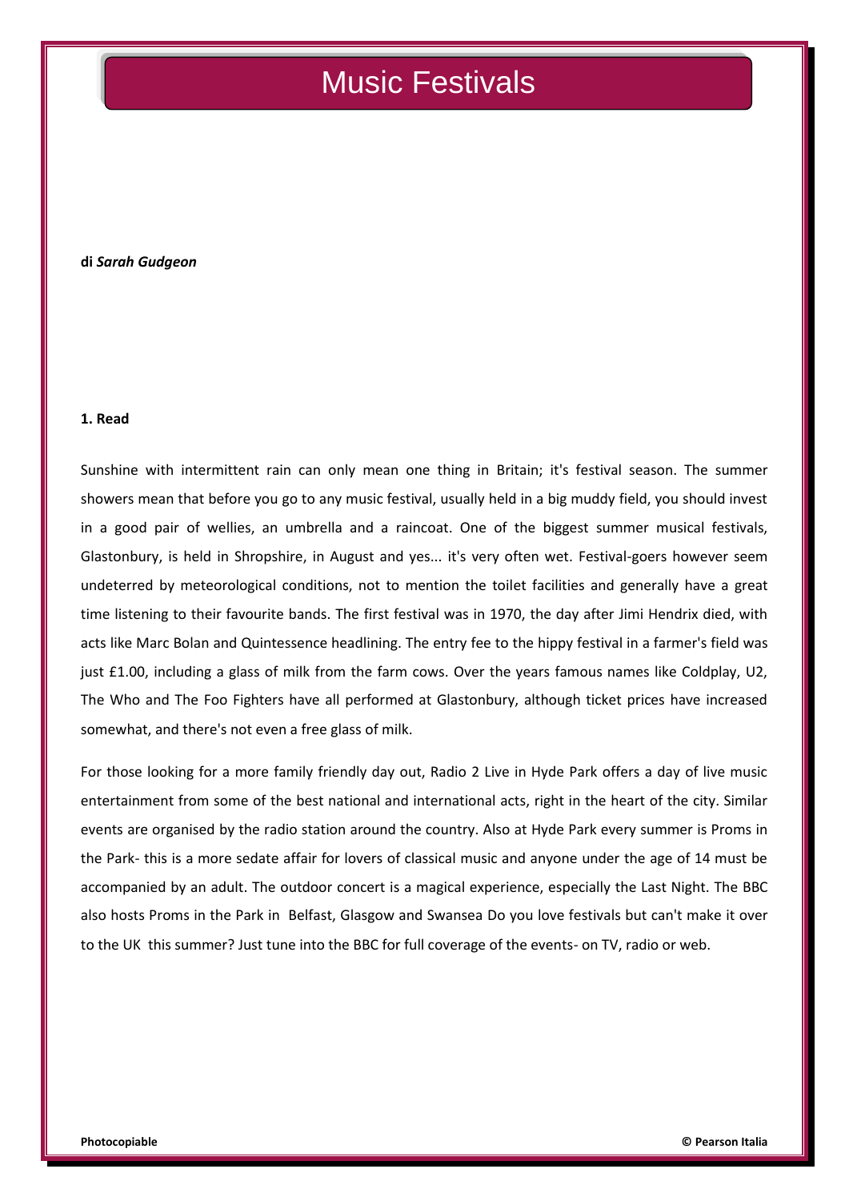# Music Festivals

**di *Sarah Gudgeon***

**1. Read**

Sunshine with intermittent rain can only mean one thing in Britain; it's festival season. The summer showers mean that before you go to any music festival, usually held in a big muddy field, you should invest in a good pair of wellies, an umbrella and a raincoat. One of the biggest summer musical festivals, Glastonbury, is held in Shropshire, in August and yes... it's very often wet. Festival-goers however seem undeterred by meteorological conditions, not to mention the toilet facilities and generally have a great time listening to their favourite bands. The first festival was in 1970, the day after Jimi Hendrix died, with acts like Marc Bolan and Quintessence headlining. The entry fee to the hippy festival in a farmer's field was just £1.00, including a glass of milk from the farm cows. Over the years famous names like Coldplay, U2, The Who and The Foo Fighters have all performed at Glastonbury, although ticket prices have increased somewhat, and there's not even a free glass of milk.

For those looking for a more family friendly day out, Radio 2 Live in Hyde Park offers a day of live music entertainment from some of the best national and international acts, right in the heart of the city. Similar events are organised by the radio station around the country. Also at Hyde Park every summer is Proms in the Park- this is a more sedate affair for lovers of classical music and anyone under the age of 14 must be accompanied by an adult. The outdoor concert is a magical experience, especially the Last Night. The BBC also hosts Proms in the Park in Belfast, Glasgow and Swansea Do you love festivals but can't make it over to the UK this summer? Just tune into the BBC for full coverage of the events- on TV, radio or web.

**Photocopiable** **© Pearson Italia**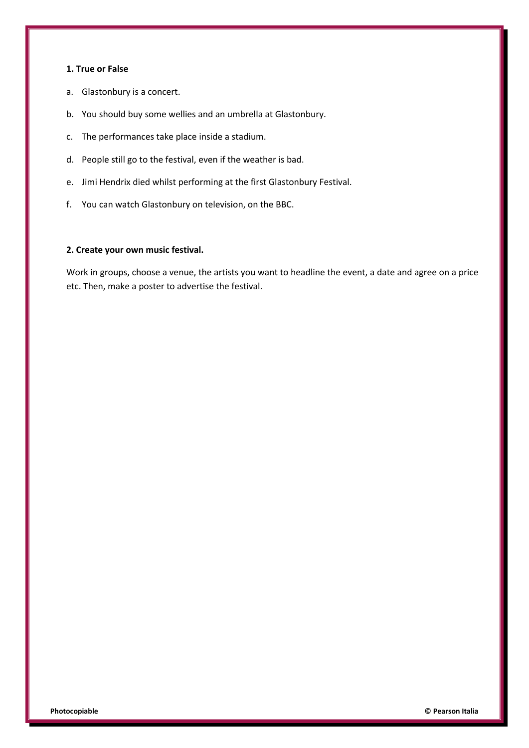**1. True or False**

a. Glastonbury is a concert.

b. You should buy some wellies and an umbrella at Glastonbury.

c. The performances take place inside a stadium.

d. People still go to the festival, even if the weather is bad.

e. Jimi Hendrix died whilst performing at the first Glastonbury Festival.

f. You can watch Glastonbury on television, on the BBC.

**2. Create your own music festival.**

Work in groups, choose a venue, the artists you want to headline the event, a date and agree on a price etc. Then, make a poster to advertise the festival.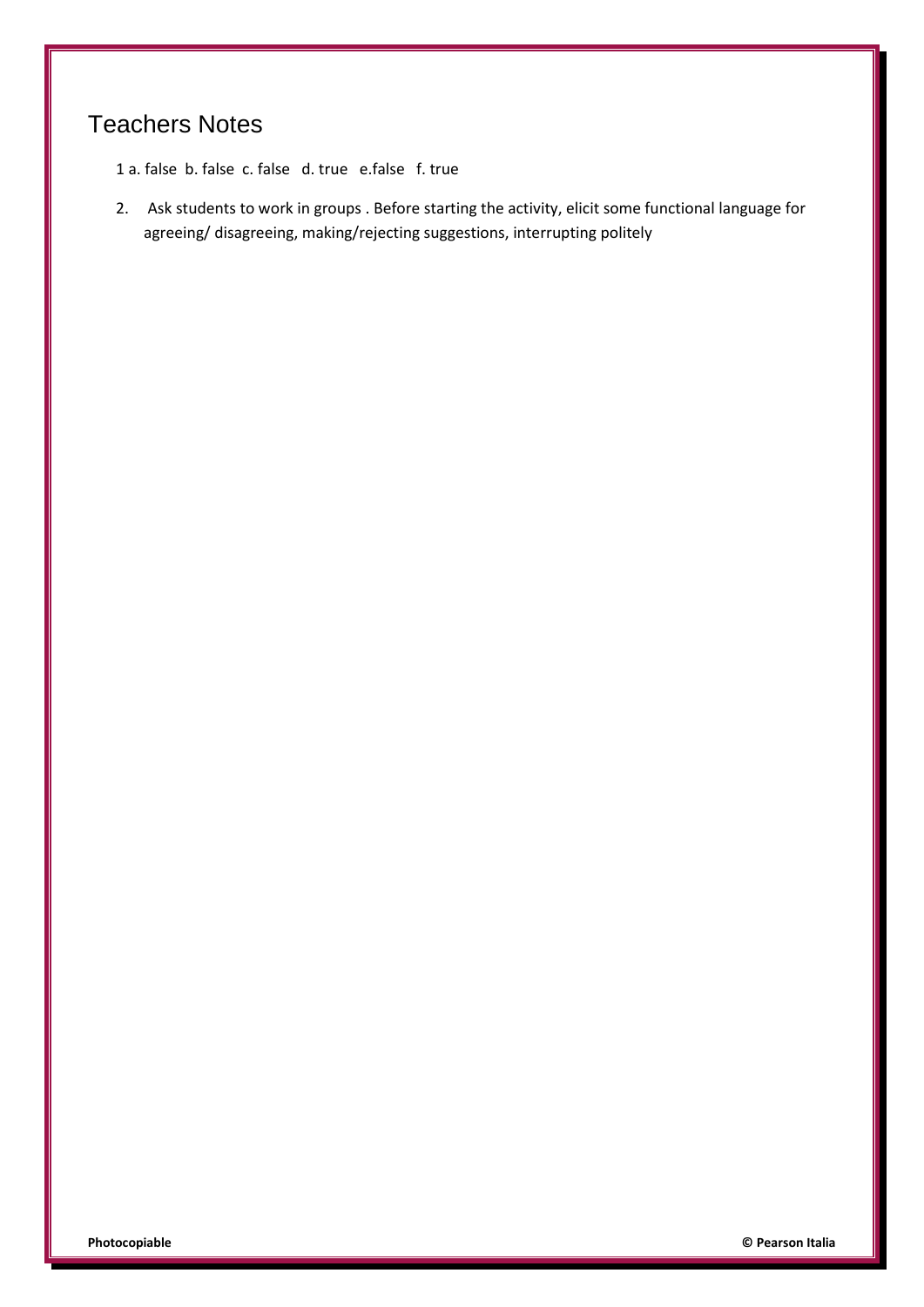# Teachers Notes

1 a. false b. false c. false d. true e.false f. true

2. Ask students to work in groups . Before starting the activity, elicit some functional language for agreeing/ disagreeing, making/rejecting suggestions, interrupting politely